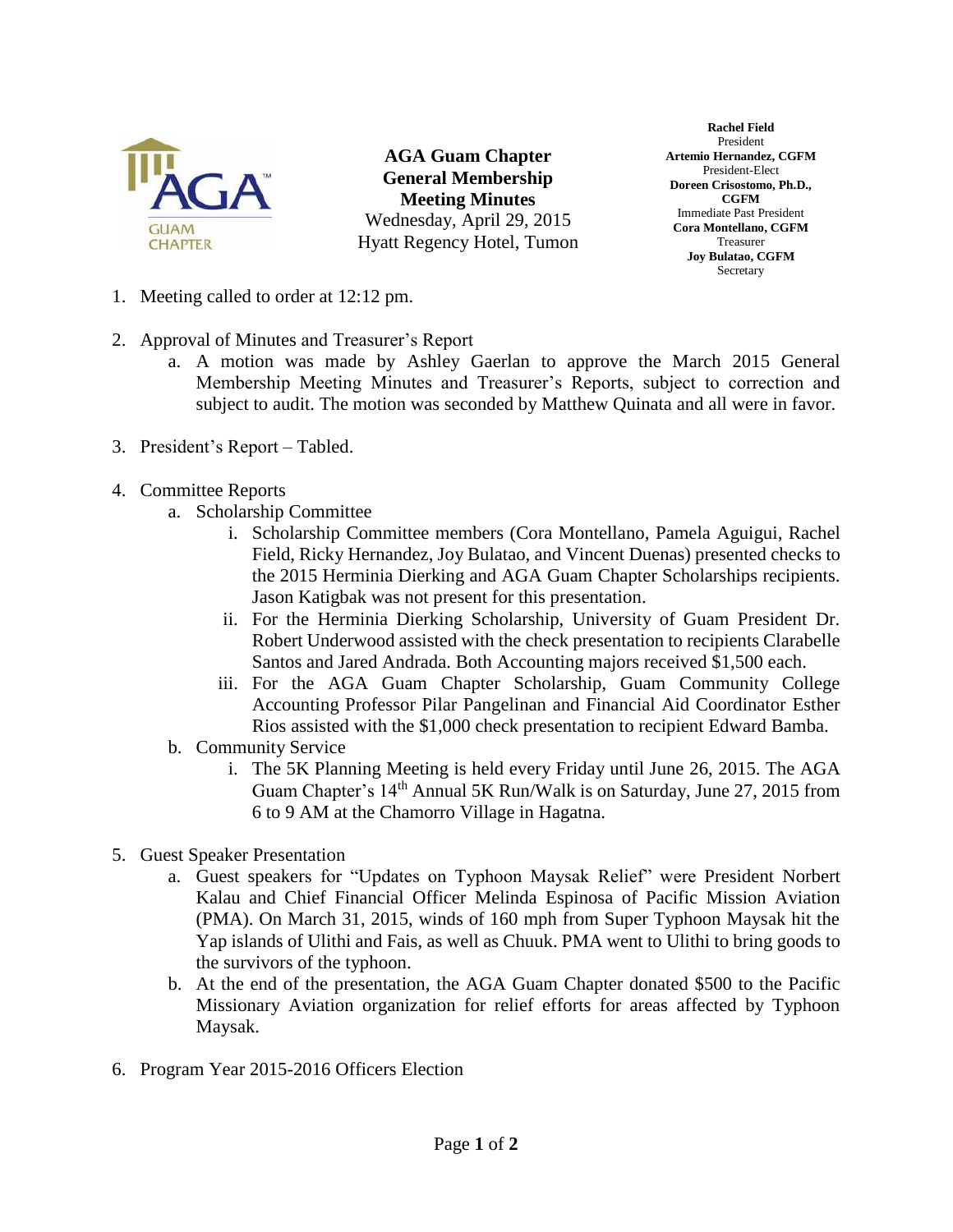# AGA Guam Chapter General Membership Meeting Minutes

Wednesday, April 29, 2015
Hyatt Regency Hotel, Tumon

**Rachel Field**
President
**Artemio Hernandez, CGFM**
President-Elect
**Doreen Crisostomo, Ph.D., CGFM**
Immediate Past President
**Cora Montellano, CGFM**
Treasurer
**Joy Bulatao, CGFM**
Secretary

1. Meeting called to order at 12:12 pm.

2. Approval of Minutes and Treasurer's Report
   a. A motion was made by Ashley Gaerlan to approve the March 2015 General Membership Meeting Minutes and Treasurer's Reports, subject to correction and subject to audit. The motion was seconded by Matthew Quinata and all were in favor.

3. President's Report – Tabled.

4. Committee Reports
   a. Scholarship Committee
      i. Scholarship Committee members (Cora Montellano, Pamela Aguigui, Rachel Field, Ricky Hernandez, Joy Bulatao, and Vincent Duenas) presented checks to the 2015 Herminia Dierking and AGA Guam Chapter Scholarships recipients. Jason Katigbak was not present for this presentation.
      ii. For the Herminia Dierking Scholarship, University of Guam President Dr. Robert Underwood assisted with the check presentation to recipients Clarabelle Santos and Jared Andrada. Both Accounting majors received $1,500 each.
      iii. For the AGA Guam Chapter Scholarship, Guam Community College Accounting Professor Pilar Pangelinan and Financial Aid Coordinator Esther Rios assisted with the $1,000 check presentation to recipient Edward Bamba.
   b. Community Service
      i. The 5K Planning Meeting is held every Friday until June 26, 2015. The AGA Guam Chapter's 14th Annual 5K Run/Walk is on Saturday, June 27, 2015 from 6 to 9 AM at the Chamorro Village in Hagatna.

5. Guest Speaker Presentation
   a. Guest speakers for "Updates on Typhoon Maysak Relief" were President Norbert Kalau and Chief Financial Officer Melinda Espinosa of Pacific Mission Aviation (PMA). On March 31, 2015, winds of 160 mph from Super Typhoon Maysak hit the Yap islands of Ulithi and Fais, as well as Chuuk. PMA went to Ulithi to bring goods to the survivors of the typhoon.
   b. At the end of the presentation, the AGA Guam Chapter donated $500 to the Pacific Missionary Aviation organization for relief efforts for areas affected by Typhoon Maysak.

6. Program Year 2015-2016 Officers Election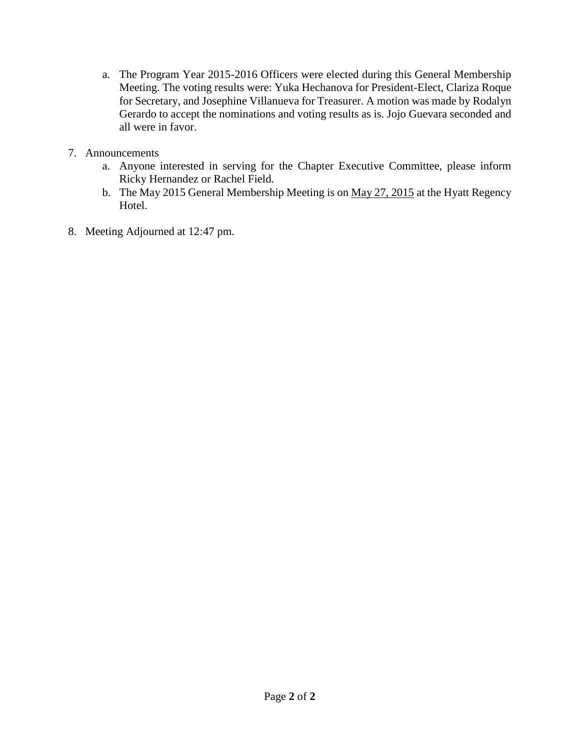a. The Program Year 2015-2016 Officers were elected during this General Membership Meeting. The voting results were: Yuka Hechanova for President-Elect, Clariza Roque for Secretary, and Josephine Villanueva for Treasurer. A motion was made by Rodalyn Gerardo to accept the nominations and voting results as is. Jojo Guevara seconded and all were in favor.

7. Announcements
   a. Anyone interested in serving for the Chapter Executive Committee, please inform Ricky Hernandez or Rachel Field.
   b. The May 2015 General Membership Meeting is on <u>May 27, 2015</u> at the Hyatt Regency Hotel.

8. Meeting Adjourned at 12:47 pm.